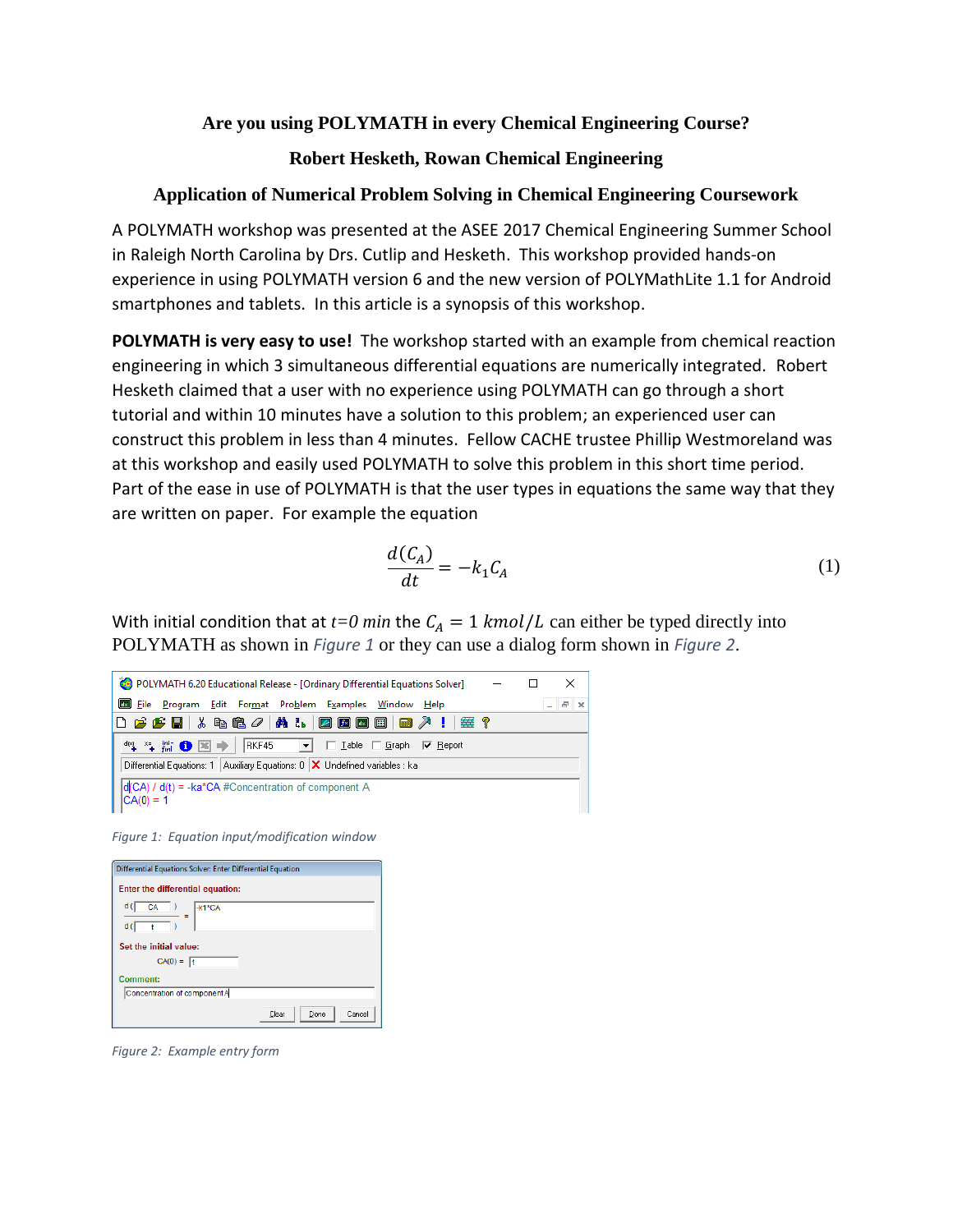# Are you using POLYMATH in every Chemical Engineering Course?

## Robert Hesketh, Rowan Chemical Engineering

## Application of Numerical Problem Solving in Chemical Engineering Coursework

A POLYMATH workshop was presented at the ASEE 2017 Chemical Engineering Summer School in Raleigh North Carolina by Drs. Cutlip and Hesketh. This workshop provided hands-on experience in using POLYMATH version 6 and the new version of POLYMathLite 1.1 for Android smartphones and tablets. In this article is a synopsis of this workshop.

**POLYMATH is very easy to use!** The workshop started with an example from chemical reaction engineering in which 3 simultaneous differential equations are numerically integrated. Robert Hesketh claimed that a user with no experience using POLYMATH can go through a short tutorial and within 10 minutes have a solution to this problem; an experienced user can construct this problem in less than 4 minutes. Fellow CACHE trustee Phillip Westmoreland was at this workshop and easily used POLYMATH to solve this problem in this short time period. Part of the ease in use of POLYMATH is that the user types in equations the same way that they are written on paper. For example the equation

$$\frac{d(C_A)}{dt} = -k_1 C_A \tag{1}$$

With initial condition that at $t=0\ min$ the $C_A = 1\ kmol/L$ can either be typed directly into POLYMATH as shown in *Figure 1* or they can use a dialog form shown in *Figure 2*.

POLYMATH 6.20 Educational Release - [Ordinary Differential Equations Solver]

File Program Edit Format Problem Examples Window Help

RKF45 Table Graph Report

Differential Equations: 1 Auxiliary Equations: 0 Undefined variables : ka

```
d(CA) / d(t) = -ka*CA #Concentration of component A
CA(0) = 1
```

*Figure 1: Equation input/modification window*

Differential Equations Solver: Enter Differential Equation

Enter the differential equation:

d( CA ) / d( t ) = -k1*CA

Set the initial value:

CA(0) = 1

Comment:

Concentration of component A

Clear Done Cancel

*Figure 2: Example entry form*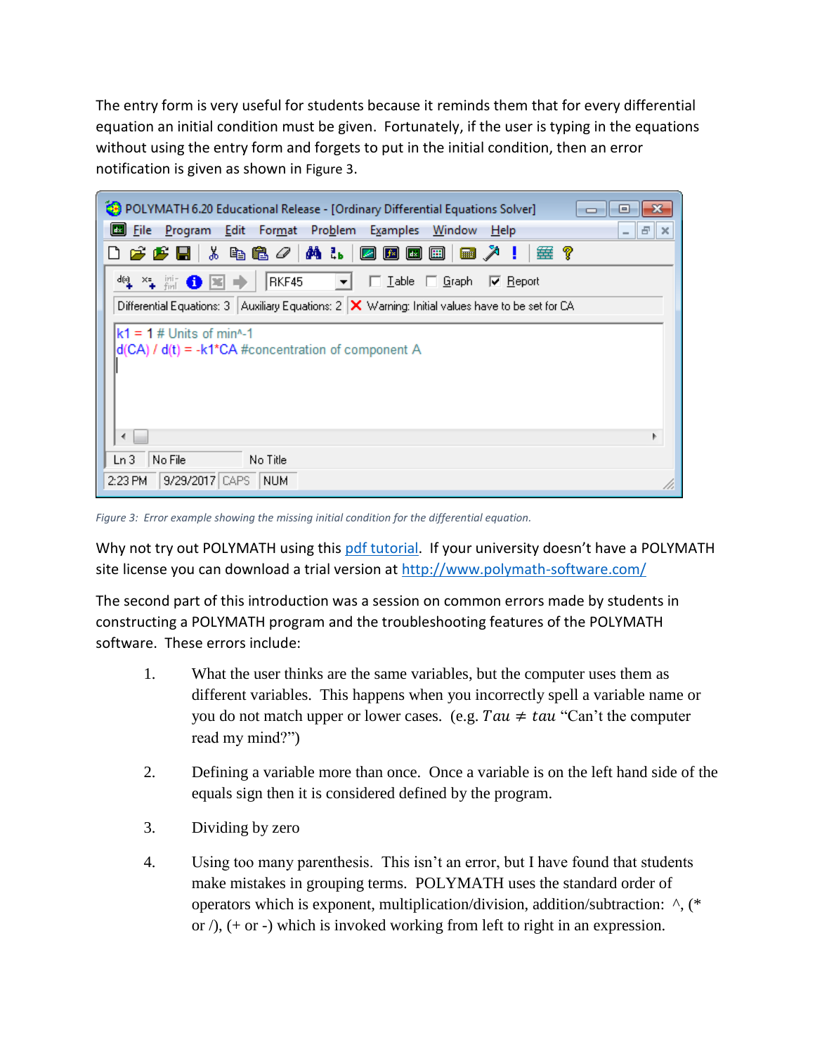The entry form is very useful for students because it reminds them that for every differential equation an initial condition must be given. Fortunately, if the user is typing in the equations without using the entry form and forgets to put in the initial condition, then an error notification is given as shown in Figure 3.

*Figure 3: Error example showing the missing initial condition for the differential equation.*

Why not try out POLYMATH using this [pdf tutorial](). If your university doesn't have a POLYMATH site license you can download a trial version at [http://www.polymath-software.com/](http://www.polymath-software.com/)

The second part of this introduction was a session on common errors made by students in constructing a POLYMATH program and the troubleshooting features of the POLYMATH software. These errors include:

1. What the user thinks are the same variables, but the computer uses them as different variables. This happens when you incorrectly spell a variable name or you do not match upper or lower cases. (e.g. $Tau \neq tau$ "Can't the computer read my mind?")

2. Defining a variable more than once. Once a variable is on the left hand side of the equals sign then it is considered defined by the program.

3. Dividing by zero

4. Using too many parenthesis. This isn't an error, but I have found that students make mistakes in grouping terms. POLYMATH uses the standard order of operators which is exponent, multiplication/division, addition/subtraction: ^, (* or /), (+ or -) which is invoked working from left to right in an expression.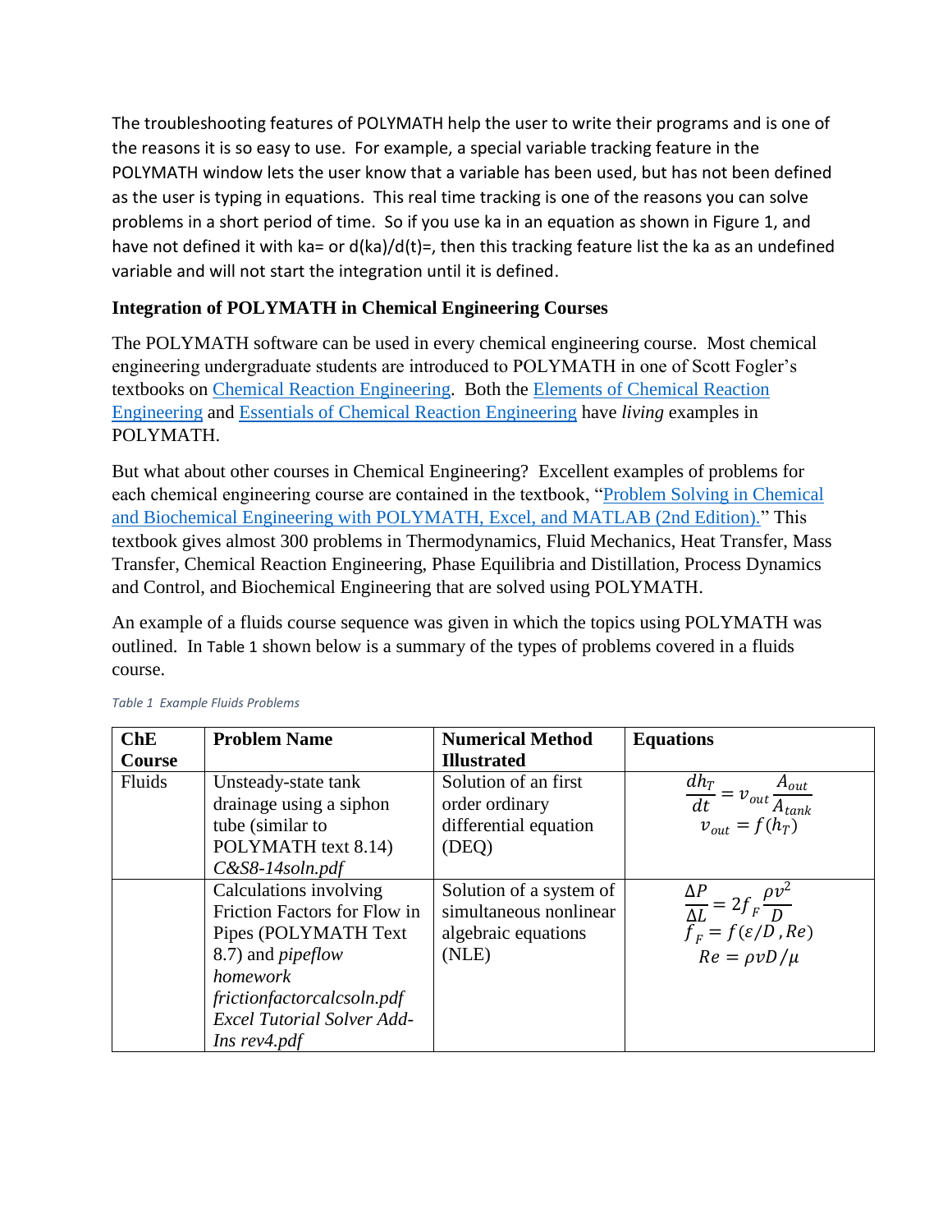The troubleshooting features of POLYMATH help the user to write their programs and is one of the reasons it is so easy to use. For example, a special variable tracking feature in the POLYMATH window lets the user know that a variable has been used, but has not been defined as the user is typing in equations. This real time tracking is one of the reasons you can solve problems in a short period of time. So if you use ka in an equation as shown in Figure 1, and have not defined it with ka= or d(ka)/d(t)=, then this tracking feature list the ka as an undefined variable and will not start the integration until it is defined.

### Integration of POLYMATH in Chemical Engineering Courses

The POLYMATH software can be used in every chemical engineering course. Most chemical engineering undergraduate students are introduced to POLYMATH in one of Scott Fogler's textbooks on Chemical Reaction Engineering. Both the Elements of Chemical Reaction Engineering and Essentials of Chemical Reaction Engineering have *living* examples in POLYMATH.

But what about other courses in Chemical Engineering? Excellent examples of problems for each chemical engineering course are contained in the textbook, "Problem Solving in Chemical and Biochemical Engineering with POLYMATH, Excel, and MATLAB (2nd Edition)." This textbook gives almost 300 problems in Thermodynamics, Fluid Mechanics, Heat Transfer, Mass Transfer, Chemical Reaction Engineering, Phase Equilibria and Distillation, Process Dynamics and Control, and Biochemical Engineering that are solved using POLYMATH.

An example of a fluids course sequence was given in which the topics using POLYMATH was outlined. In Table 1 shown below is a summary of the types of problems covered in a fluids course.

*Table 1 Example Fluids Problems*

| ChE Course | Problem Name | Numerical Method Illustrated | Equations |
|---|---|---|---|
| Fluids | Unsteady-state tank drainage using a siphon tube (similar to POLYMATH text 8.14) *C&S8-14soln.pdf* | Solution of an first order ordinary differential equation (DEQ) | $\frac{dh_T}{dt} = v_{out}\frac{A_{out}}{A_{tank}}$ <br> $v_{out} = f(h_T)$ |
| | Calculations involving Friction Factors for Flow in Pipes (POLYMATH Text 8.7) and *pipeflow homework frictionfactorcalcsoln.pdf Excel Tutorial Solver Add-Ins rev4.pdf* | Solution of a system of simultaneous nonlinear algebraic equations (NLE) | $\frac{\Delta P}{\Delta L} = 2f_F\frac{\rho v^2}{D}$ <br> $f_F = f(\varepsilon/D, Re)$ <br> $Re = \rho v D/\mu$ |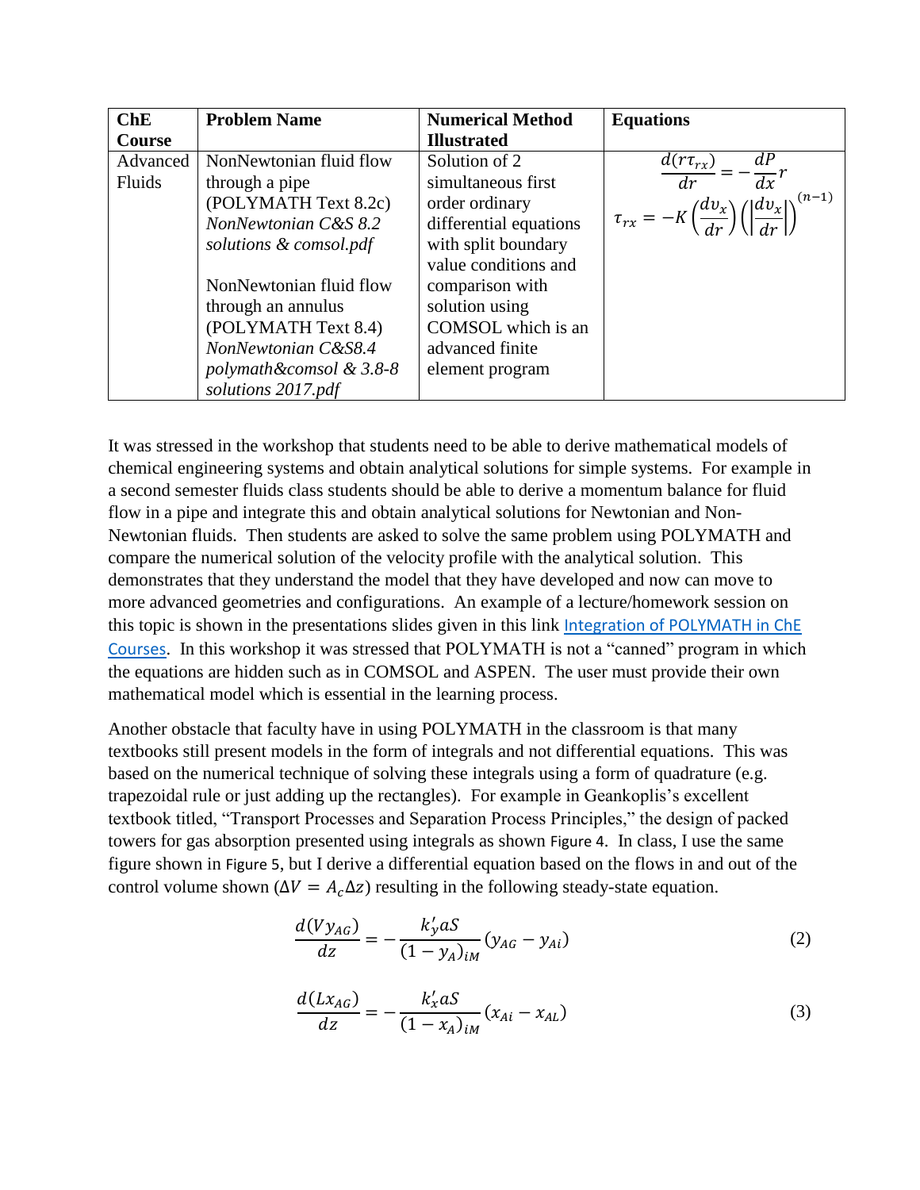| ChE Course | Problem Name | Numerical Method Illustrated | Equations |
| --- | --- | --- | --- |
| Advanced Fluids | NonNewtonian fluid flow through a pipe (POLYMATH Text 8.2c) *NonNewtonian C&S 8.2 solutions & comsol.pdf*<br><br>NonNewtonian fluid flow through an annulus (POLYMATH Text 8.4) *NonNewtonian C&S8.4 polymath&comsol & 3.8-8 solutions 2017.pdf* | Solution of 2 simultaneous first order ordinary differential equations with split boundary value conditions and comparison with solution using COMSOL which is an advanced finite element program | $\frac{d(r\tau_{rx})}{dr} = -\frac{dP}{dx}r$<br>$\tau_{rx} = -K\left(\frac{dv_x}{dr}\right)\left(\left\|\frac{dv_x}{dr}\right\|\right)^{(n-1)}$ |

It was stressed in the workshop that students need to be able to derive mathematical models of chemical engineering systems and obtain analytical solutions for simple systems. For example in a second semester fluids class students should be able to derive a momentum balance for fluid flow in a pipe and integrate this and obtain analytical solutions for Newtonian and Non-Newtonian fluids. Then students are asked to solve the same problem using POLYMATH and compare the numerical solution of the velocity profile with the analytical solution. This demonstrates that they understand the model that they have developed and now can move to more advanced geometries and configurations. An example of a lecture/homework session on this topic is shown in the presentations slides given in this link Integration of POLYMATH in ChE Courses. In this workshop it was stressed that POLYMATH is not a "canned" program in which the equations are hidden such as in COMSOL and ASPEN. The user must provide their own mathematical model which is essential in the learning process.

Another obstacle that faculty have in using POLYMATH in the classroom is that many textbooks still present models in the form of integrals and not differential equations. This was based on the numerical technique of solving these integrals using a form of quadrature (e.g. trapezoidal rule or just adding up the rectangles). For example in Geankoplis's excellent textbook titled, "Transport Processes and Separation Process Principles," the design of packed towers for gas absorption presented using integrals as shown Figure 4. In class, I use the same figure shown in Figure 5, but I derive a differential equation based on the flows in and out of the control volume shown ($\Delta V = A_c \Delta z$) resulting in the following steady-state equation.

$$\frac{d(Vy_{AG})}{dz} = -\frac{k_y' aS}{(1-y_A)_{iM}}(y_{AG} - y_{Ai}) \tag{2}$$

$$\frac{d(Lx_{AG})}{dz} = -\frac{k_x' aS}{(1-x_A)_{iM}}(x_{Ai} - x_{AL}) \tag{3}$$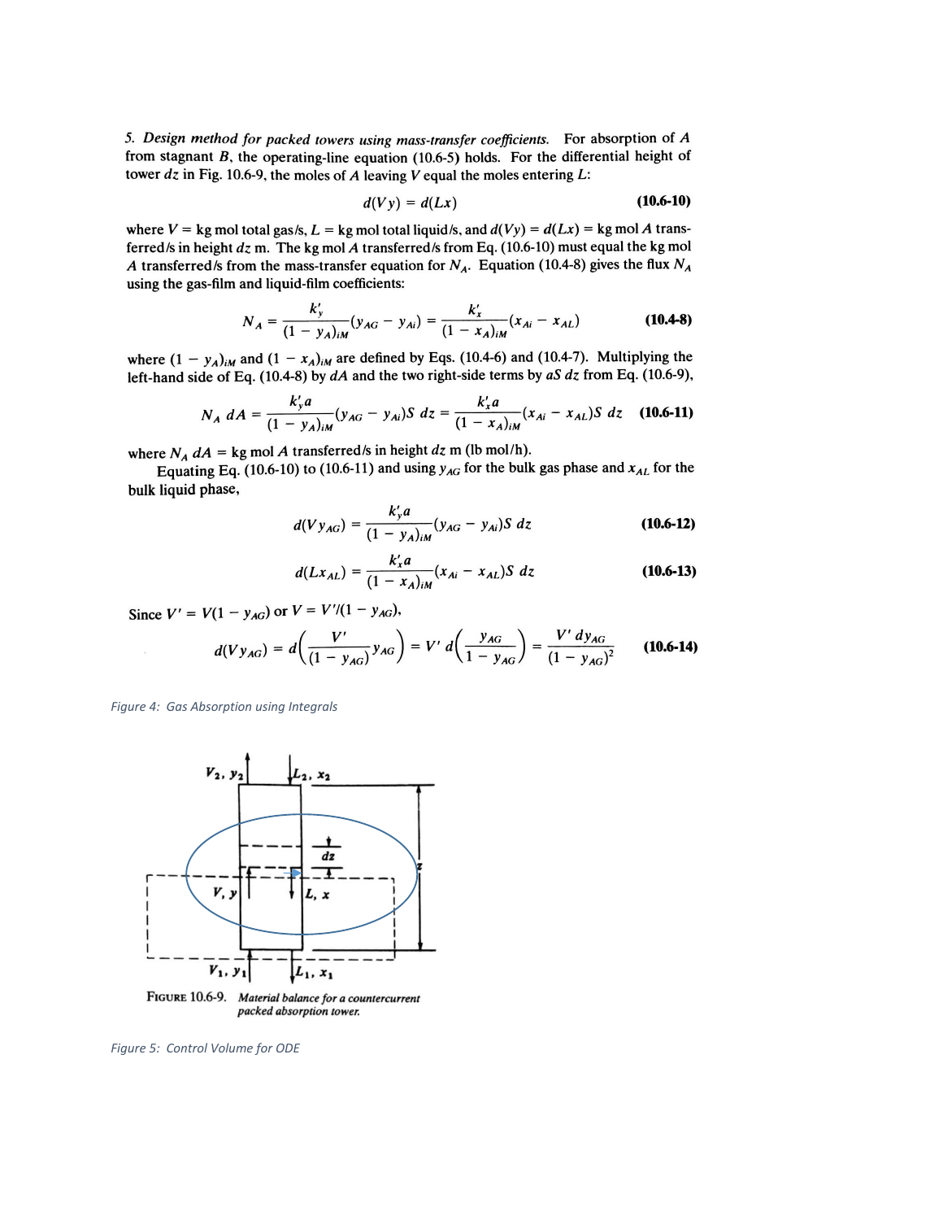*5. Design method for packed towers using mass-transfer coefficients.* For absorption of $A$ from stagnant $B$, the operating-line equation (10.6-5) holds. For the differential height of tower $dz$ in Fig. 10.6-9, the moles of $A$ leaving $V$ equal the moles entering $L$:

$$d(Vy) = d(Lx) \tag{10.6-10}$$

where $V$ = kg mol total gas/s, $L$ = kg mol total liquid/s, and $d(Vy) = d(Lx)$ = kg mol $A$ transferred/s in height $dz$ m. The kg mol $A$ transferred/s from Eq. (10.6-10) must equal the kg mol $A$ transferred/s from the mass-transfer equation for $N_A$. Equation (10.4-8) gives the flux $N_A$ using the gas-film and liquid-film coefficients:

$$N_A = \frac{k'_y}{(1-y_A)_{iM}}(y_{AG} - y_{Ai}) = \frac{k'_x}{(1-x_A)_{iM}}(x_{Ai} - x_{AL}) \tag{10.4-8}$$

where $(1-y_A)_{iM}$ and $(1-x_A)_{iM}$ are defined by Eqs. (10.4-6) and (10.4-7). Multiplying the left-hand side of Eq. (10.4-8) by $dA$ and the two right-side terms by $aS\,dz$ from Eq. (10.6-9),

$$N_A\,dA = \frac{k'_y a}{(1-y_A)_{iM}}(y_{AG} - y_{Ai})S\,dz = \frac{k'_x a}{(1-x_A)_{iM}}(x_{Ai} - x_{AL})S\,dz \tag{10.6-11}$$

where $N_A\,dA$ = kg mol $A$ transferred/s in height $dz$ m (lb mol/h).

Equating Eq. (10.6-10) to (10.6-11) and using $y_{AG}$ for the bulk gas phase and $x_{AL}$ for the bulk liquid phase,

$$d(Vy_{AG}) = \frac{k'_y a}{(1-y_A)_{iM}}(y_{AG} - y_{Ai})S\,dz \tag{10.6-12}$$

$$d(Lx_{AL}) = \frac{k'_x a}{(1-x_A)_{iM}}(x_{Ai} - x_{AL})S\,dz \tag{10.6-13}$$

Since $V' = V(1-y_{AG})$ or $V = V'/(1-y_{AG})$,

$$d(Vy_{AG}) = d\left(\frac{V'}{(1-y_{AG})}y_{AG}\right) = V'\,d\left(\frac{y_{AG}}{1-y_{AG}}\right) = \frac{V'\,dy_{AG}}{(1-y_{AG})^2} \tag{10.6-14}$$

*Figure 4: Gas Absorption using Integrals*

$V_2, y_2$ $L_2, x_2$ $dz$ $z$ $V, y$ $L, x$ $V_1, y_1$ $L_1, x_1$

FIGURE 10.6-9. *Material balance for a countercurrent packed absorption tower.*

*Figure 5: Control Volume for ODE*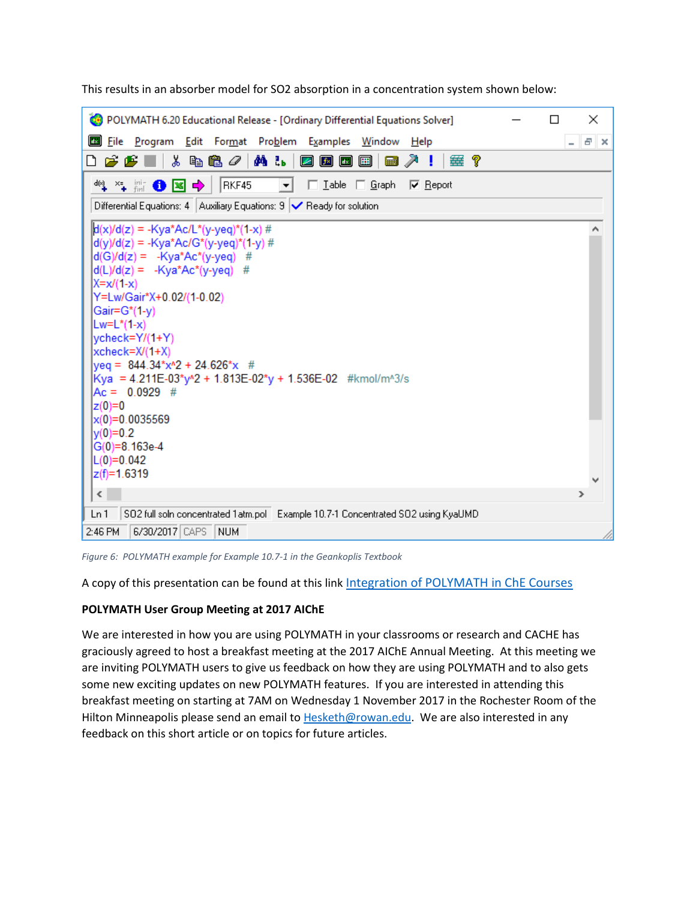This results in an absorber model for SO2 absorption in a concentration system shown below:

```
POLYMATH 6.20 Educational Release - [Ordinary Differential Equations Solver]
File  Program  Edit  Format  Problem  Examples  Window  Help

RKF45   Table  Graph  Report
Differential Equations: 4   Auxiliary Equations: 9   Ready for solution

d(x)/d(z) = -Kya*Ac/L*(y-yeq)*(1-x) #
d(y)/d(z) = -Kya*Ac/G*(y-yeq)*(1-y) #
d(G)/d(z) =  -Kya*Ac*(y-yeq)  #
d(L)/d(z) =  -Kya*Ac*(y-yeq)  #
X=x/(1-x)
Y=Lw/Gair*X+0.02/(1-0.02)
Gair=G*(1-y)
Lw=L*(1-x)
ycheck=Y/(1+Y)
xcheck=X/(1+X)
yeq =  844.34*x^2 + 24.626*x  #
Kya  = 4.211E-03*y^2 + 1.813E-02*y + 1.536E-02  #kmol/m^3/s
Ac =   0.0929  #
z(0)=0
x(0)=0.0035569
y(0)=0.2
G(0)=8.163e-4
L(0)=0.042
z(f)=1.6319

Ln 1   SO2 full soln concentrated 1atm.pol   Example 10.7-1 Concentrated SO2 using KyaUMD
2:46 PM   6/30/2017   CAPS   NUM
```

*Figure 6: POLYMATH example for Example 10.7-1 in the Geankoplis Textbook*

A copy of this presentation can be found at this link [Integration of POLYMATH in ChE Courses]

**POLYMATH User Group Meeting at 2017 AIChE**

We are interested in how you are using POLYMATH in your classrooms or research and CACHE has graciously agreed to host a breakfast meeting at the 2017 AIChE Annual Meeting. At this meeting we are inviting POLYMATH users to give us feedback on how they are using POLYMATH and to also gets some new exciting updates on new POLYMATH features. If you are interested in attending this breakfast meeting on starting at 7AM on Wednesday 1 November 2017 in the Rochester Room of the Hilton Minneapolis please send an email to Hesketh@rowan.edu. We are also interested in any feedback on this short article or on topics for future articles.